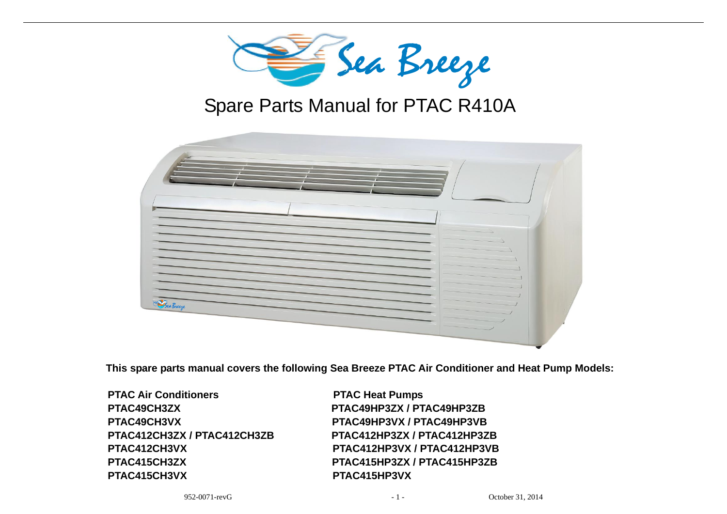Sea Breeze

# Spare Parts Manual for PTAC R410A

**This spare parts manual covers the following Sea Breeze PTAC Air Conditioner and Heat Pump Models:**

| PTAC Air Conditioners | PTAC Heat Pumps |
|---|---|
| PTAC49CH3ZX | PTAC49HP3ZX / PTAC49HP3ZB |
| PTAC49CH3VX | PTAC49HP3VX / PTAC49HP3VB |
| PTAC412CH3ZX / PTAC412CH3ZB | PTAC412HP3ZX / PTAC412HP3ZB |
| PTAC412CH3VX | PTAC412HP3VX / PTAC412HP3VB |
| PTAC415CH3ZX | PTAC415HP3ZX / PTAC415HP3ZB |
| PTAC415CH3VX | PTAC415HP3VX |

952-0071-revG

October 31, 2014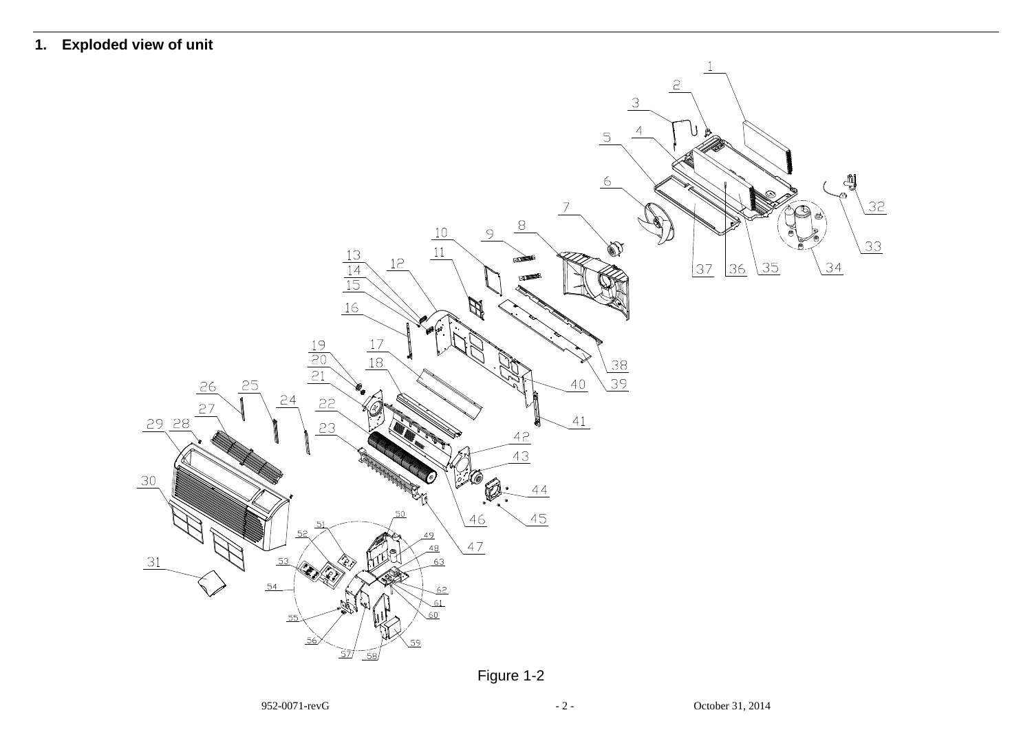## 1. Exploded view of unit

Figure 1-2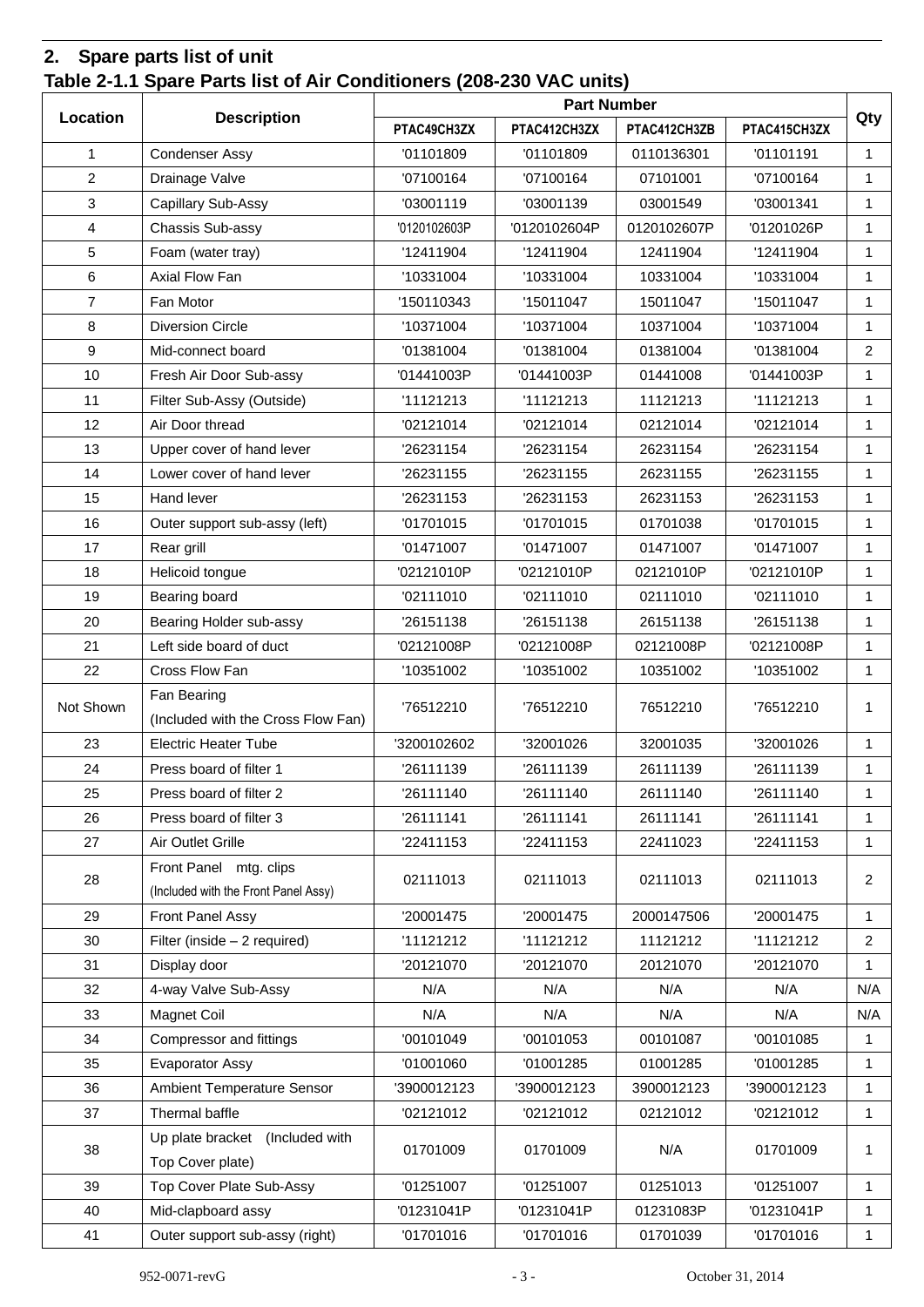## 2. Spare parts list of unit

### Table 2-1.1 Spare Parts list of Air Conditioners (208-230 VAC units)

| Location | Description | Part Number | | | | Qty |
|---|---|---|---|---|---|---|
| | | PTAC49CH3ZX | PTAC412CH3ZX | PTAC412CH3ZB | PTAC415CH3ZX | |
| 1 | Condenser Assy | '01101809 | '01101809 | 0110136301 | '01101191 | 1 |
| 2 | Drainage Valve | '07100164 | '07100164 | 07101001 | '07100164 | 1 |
| 3 | Capillary Sub-Assy | '03001119 | '03001139 | 03001549 | '03001341 | 1 |
| 4 | Chassis Sub-assy | '0120102603P | '0120102604P | 0120102607P | '01201026P | 1 |
| 5 | Foam (water tray) | '12411904 | '12411904 | 12411904 | '12411904 | 1 |
| 6 | Axial Flow Fan | '10331004 | '10331004 | 10331004 | '10331004 | 1 |
| 7 | Fan Motor | '150110343 | '15011047 | 15011047 | '15011047 | 1 |
| 8 | Diversion Circle | '10371004 | '10371004 | 10371004 | '10371004 | 1 |
| 9 | Mid-connect board | '01381004 | '01381004 | 01381004 | '01381004 | 2 |
| 10 | Fresh Air Door Sub-assy | '01441003P | '01441003P | 01441008 | '01441003P | 1 |
| 11 | Filter Sub-Assy (Outside) | '11121213 | '11121213 | 11121213 | '11121213 | 1 |
| 12 | Air Door thread | '02121014 | '02121014 | 02121014 | '02121014 | 1 |
| 13 | Upper cover of hand lever | '26231154 | '26231154 | 26231154 | '26231154 | 1 |
| 14 | Lower cover of hand lever | '26231155 | '26231155 | 26231155 | '26231155 | 1 |
| 15 | Hand lever | '26231153 | '26231153 | 26231153 | '26231153 | 1 |
| 16 | Outer support sub-assy (left) | '01701015 | '01701015 | 01701038 | '01701015 | 1 |
| 17 | Rear grill | '01471007 | '01471007 | 01471007 | '01471007 | 1 |
| 18 | Helicoid tongue | '02121010P | '02121010P | 02121010P | '02121010P | 1 |
| 19 | Bearing board | '02111010 | '02111010 | 02111010 | '02111010 | 1 |
| 20 | Bearing Holder sub-assy | '26151138 | '26151138 | 26151138 | '26151138 | 1 |
| 21 | Left side board of duct | '02121008P | '02121008P | 02121008P | '02121008P | 1 |
| 22 | Cross Flow Fan | '10351002 | '10351002 | 10351002 | '10351002 | 1 |
| Not Shown | Fan Bearing (Included with the Cross Flow Fan) | '76512210 | '76512210 | 76512210 | '76512210 | 1 |
| 23 | Electric Heater Tube | '3200102602 | '32001026 | 32001035 | '32001026 | 1 |
| 24 | Press board of filter 1 | '26111139 | '26111139 | 26111139 | '26111139 | 1 |
| 25 | Press board of filter 2 | '26111140 | '26111140 | 26111140 | '26111140 | 1 |
| 26 | Press board of filter 3 | '26111141 | '26111141 | 26111141 | '26111141 | 1 |
| 27 | Air Outlet Grille | '22411153 | '22411153 | 22411023 | '22411153 | 1 |
| 28 | Front Panel mtg. clips (Included with the Front Panel Assy) | 02111013 | 02111013 | 02111013 | 02111013 | 2 |
| 29 | Front Panel Assy | '20001475 | '20001475 | 2000147506 | '20001475 | 1 |
| 30 | Filter (inside – 2 required) | '11121212 | '11121212 | 11121212 | '11121212 | 2 |
| 31 | Display door | '20121070 | '20121070 | 20121070 | '20121070 | 1 |
| 32 | 4-way Valve Sub-Assy | N/A | N/A | N/A | N/A | N/A |
| 33 | Magnet Coil | N/A | N/A | N/A | N/A | N/A |
| 34 | Compressor and fittings | '00101049 | '00101053 | 00101087 | '00101085 | 1 |
| 35 | Evaporator Assy | '01001060 | '01001285 | 01001285 | '01001285 | 1 |
| 36 | Ambient Temperature Sensor | '3900012123 | '3900012123 | 3900012123 | '3900012123 | 1 |
| 37 | Thermal baffle | '02121012 | '02121012 | 02121012 | '02121012 | 1 |
| 38 | Up plate bracket (Included with Top Cover plate) | 01701009 | 01701009 | N/A | 01701009 | 1 |
| 39 | Top Cover Plate Sub-Assy | '01251007 | '01251007 | 01251013 | '01251007 | 1 |
| 40 | Mid-clapboard assy | '01231041P | '01231041P | 01231083P | '01231041P | 1 |
| 41 | Outer support sub-assy (right) | '01701016 | '01701016 | 01701039 | '01701016 | 1 |

952-0071-revG October 31, 2014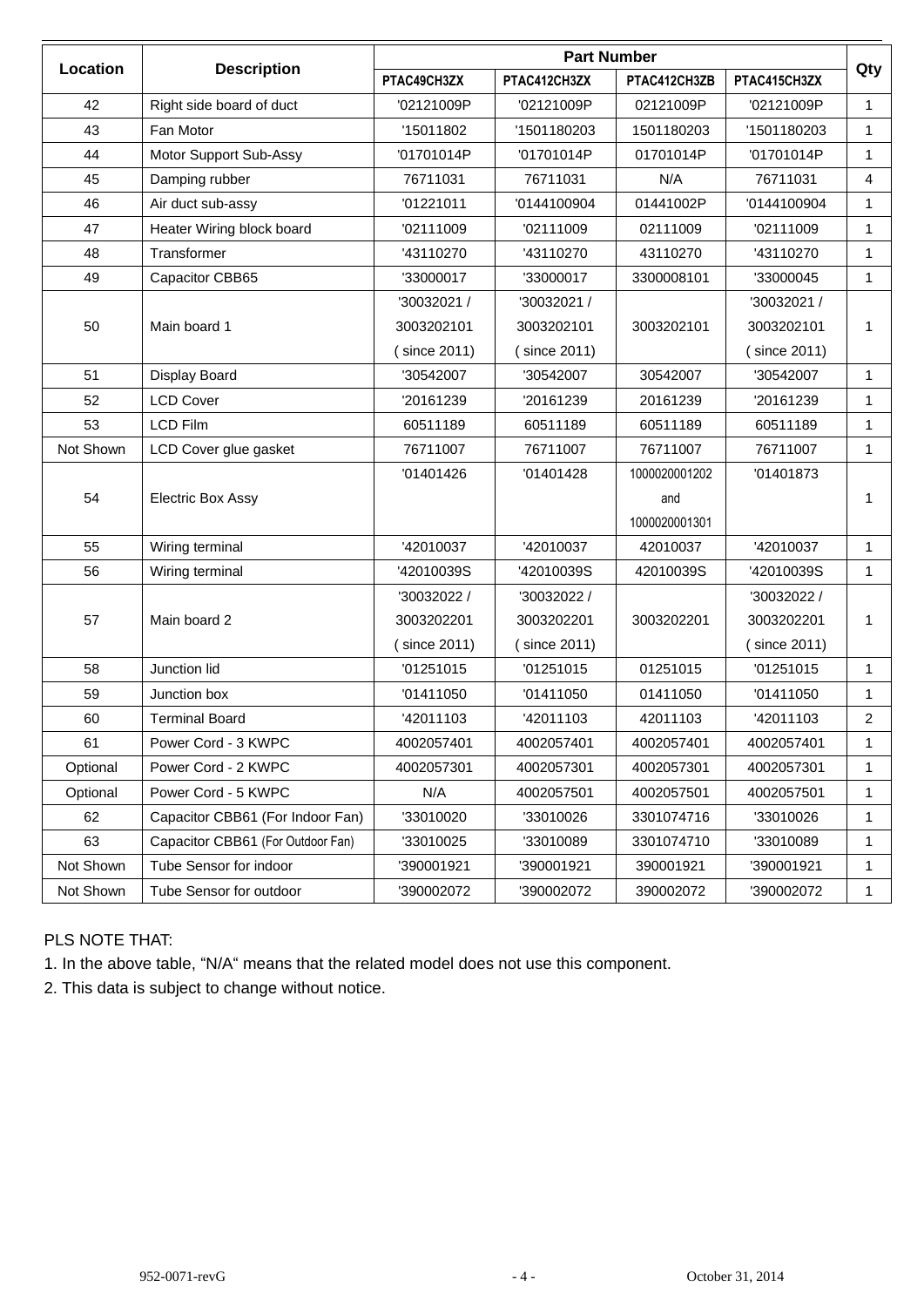| Location | Description | Part Number | | | | Qty |
|---|---|---|---|---|---|---|
| | | PTAC49CH3ZX | PTAC412CH3ZX | PTAC412CH3ZB | PTAC415CH3ZX | |
| 42 | Right side board of duct | '02121009P | '02121009P | 02121009P | '02121009P | 1 |
| 43 | Fan Motor | '15011802 | '1501180203 | 1501180203 | '1501180203 | 1 |
| 44 | Motor Support Sub-Assy | '01701014P | '01701014P | 01701014P | '01701014P | 1 |
| 45 | Damping rubber | 76711031 | 76711031 | N/A | 76711031 | 4 |
| 46 | Air duct sub-assy | '01221011 | '0144100904 | 01441002P | '0144100904 | 1 |
| 47 | Heater Wiring block board | '02111009 | '02111009 | 02111009 | '02111009 | 1 |
| 48 | Transformer | '43110270 | '43110270 | 43110270 | '43110270 | 1 |
| 49 | Capacitor CBB65 | '33000017 | '33000017 | 3300008101 | '33000045 | 1 |
| 50 | Main board 1 | '30032021 / 3003202101 ( since 2011) | '30032021 / 3003202101 ( since 2011) | 3003202101 | '30032021 / 3003202101 ( since 2011) | 1 |
| 51 | Display Board | '30542007 | '30542007 | 30542007 | '30542007 | 1 |
| 52 | LCD Cover | '20161239 | '20161239 | 20161239 | '20161239 | 1 |
| 53 | LCD Film | 60511189 | 60511189 | 60511189 | 60511189 | 1 |
| Not Shown | LCD Cover glue gasket | 76711007 | 76711007 | 76711007 | 76711007 | 1 |
| 54 | Electric Box Assy | '01401426 | '01401428 | 1000020001202 and 1000020001301 | '01401873 | 1 |
| 55 | Wiring terminal | '42010037 | '42010037 | 42010037 | '42010037 | 1 |
| 56 | Wiring terminal | '42010039S | '42010039S | 42010039S | '42010039S | 1 |
| 57 | Main board 2 | '30032022 / 3003202201 ( since 2011) | '30032022 / 3003202201 ( since 2011) | 3003202201 | '30032022 / 3003202201 ( since 2011) | 1 |
| 58 | Junction lid | '01251015 | '01251015 | 01251015 | '01251015 | 1 |
| 59 | Junction box | '01411050 | '01411050 | 01411050 | '01411050 | 1 |
| 60 | Terminal Board | '42011103 | '42011103 | 42011103 | '42011103 | 2 |
| 61 | Power Cord - 3 KWPC | 4002057401 | 4002057401 | 4002057401 | 4002057401 | 1 |
| Optional | Power Cord - 2 KWPC | 4002057301 | 4002057301 | 4002057301 | 4002057301 | 1 |
| Optional | Power Cord - 5 KWPC | N/A | 4002057501 | 4002057501 | 4002057501 | 1 |
| 62 | Capacitor CBB61 (For Indoor Fan) | '33010020 | '33010026 | 3301074716 | '33010026 | 1 |
| 63 | Capacitor CBB61 (For Outdoor Fan) | '33010025 | '33010089 | 3301074710 | '33010089 | 1 |
| Not Shown | Tube Sensor for indoor | '390001921 | '390001921 | 390001921 | '390001921 | 1 |
| Not Shown | Tube Sensor for outdoor | '390002072 | '390002072 | 390002072 | '390002072 | 1 |

PLS NOTE THAT:

1. In the above table, "N/A" means that the related model does not use this component.
2. This data is subject to change without notice.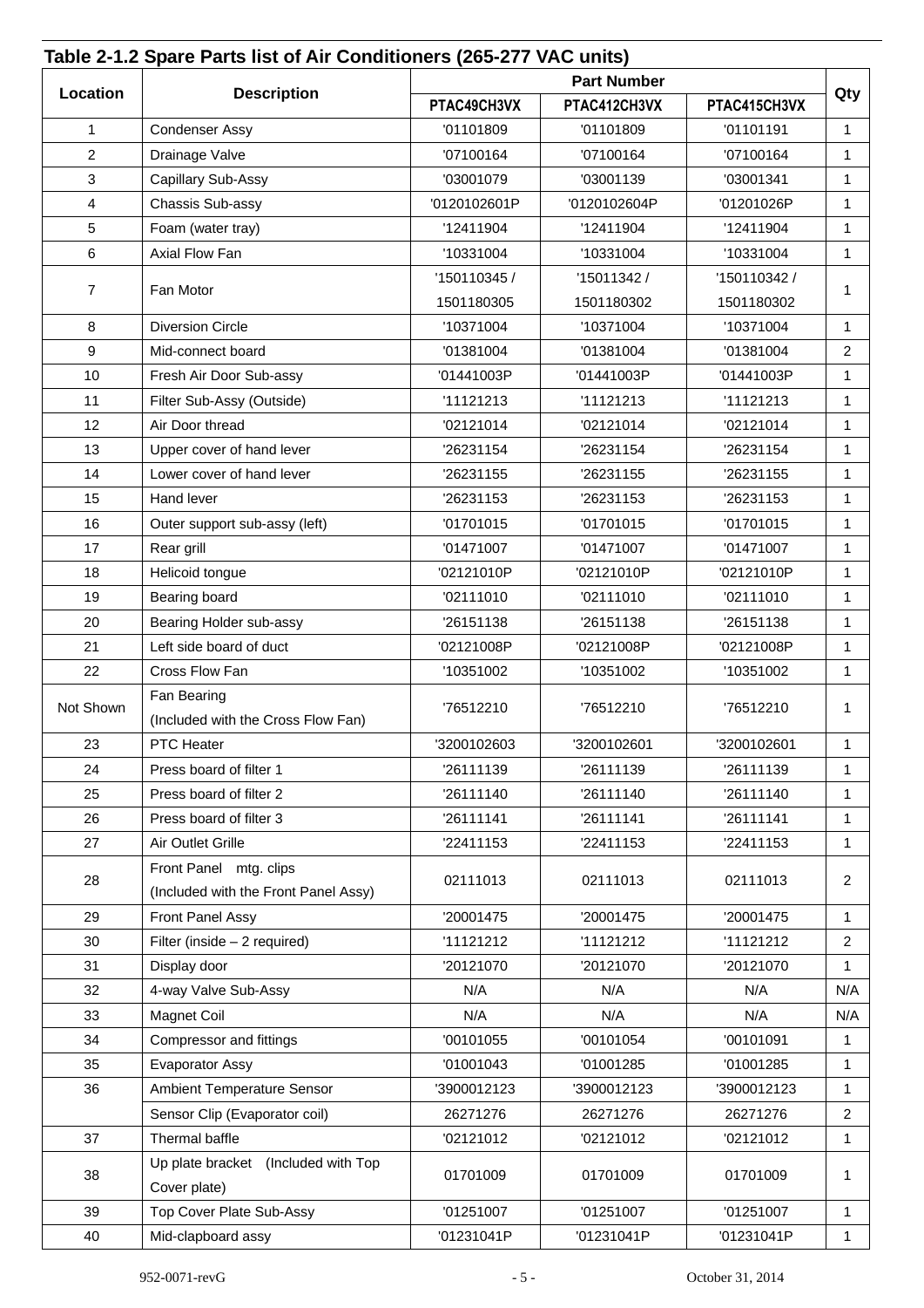## Table 2-1.2 Spare Parts list of Air Conditioners (265-277 VAC units)

| Location | Description | Part Number | | | Qty |
|---|---|---|---|---|---|
| | | PTAC49CH3VX | PTAC412CH3VX | PTAC415CH3VX | |
| 1 | Condenser Assy | '01101809 | '01101809 | '01101191 | 1 |
| 2 | Drainage Valve | '07100164 | '07100164 | '07100164 | 1 |
| 3 | Capillary Sub-Assy | '03001079 | '03001139 | '03001341 | 1 |
| 4 | Chassis Sub-assy | '0120102601P | '0120102604P | '01201026P | 1 |
| 5 | Foam (water tray) | '12411904 | '12411904 | '12411904 | 1 |
| 6 | Axial Flow Fan | '10331004 | '10331004 | '10331004 | 1 |
| 7 | Fan Motor | '150110345 / 1501180305 | '15011342 / 1501180302 | '150110342 / 1501180302 | 1 |
| 8 | Diversion Circle | '10371004 | '10371004 | '10371004 | 1 |
| 9 | Mid-connect board | '01381004 | '01381004 | '01381004 | 2 |
| 10 | Fresh Air Door Sub-assy | '01441003P | '01441003P | '01441003P | 1 |
| 11 | Filter Sub-Assy (Outside) | '11121213 | '11121213 | '11121213 | 1 |
| 12 | Air Door thread | '02121014 | '02121014 | '02121014 | 1 |
| 13 | Upper cover of hand lever | '26231154 | '26231154 | '26231154 | 1 |
| 14 | Lower cover of hand lever | '26231155 | '26231155 | '26231155 | 1 |
| 15 | Hand lever | '26231153 | '26231153 | '26231153 | 1 |
| 16 | Outer support sub-assy (left) | '01701015 | '01701015 | '01701015 | 1 |
| 17 | Rear grill | '01471007 | '01471007 | '01471007 | 1 |
| 18 | Helicoid tongue | '02121010P | '02121010P | '02121010P | 1 |
| 19 | Bearing board | '02111010 | '02111010 | '02111010 | 1 |
| 20 | Bearing Holder sub-assy | '26151138 | '26151138 | '26151138 | 1 |
| 21 | Left side board of duct | '02121008P | '02121008P | '02121008P | 1 |
| 22 | Cross Flow Fan | '10351002 | '10351002 | '10351002 | 1 |
| Not Shown | Fan Bearing (Included with the Cross Flow Fan) | '76512210 | '76512210 | '76512210 | 1 |
| 23 | PTC Heater | '3200102603 | '3200102601 | '3200102601 | 1 |
| 24 | Press board of filter 1 | '26111139 | '26111139 | '26111139 | 1 |
| 25 | Press board of filter 2 | '26111140 | '26111140 | '26111140 | 1 |
| 26 | Press board of filter 3 | '26111141 | '26111141 | '26111141 | 1 |
| 27 | Air Outlet Grille | '22411153 | '22411153 | '22411153 | 1 |
| 28 | Front Panel mtg. clips (Included with the Front Panel Assy) | 02111013 | 02111013 | 02111013 | 2 |
| 29 | Front Panel Assy | '20001475 | '20001475 | '20001475 | 1 |
| 30 | Filter (inside – 2 required) | '11121212 | '11121212 | '11121212 | 2 |
| 31 | Display door | '20121070 | '20121070 | '20121070 | 1 |
| 32 | 4-way Valve Sub-Assy | N/A | N/A | N/A | N/A |
| 33 | Magnet Coil | N/A | N/A | N/A | N/A |
| 34 | Compressor and fittings | '00101055 | '00101054 | '00101091 | 1 |
| 35 | Evaporator Assy | '01001043 | '01001285 | '01001285 | 1 |
| 36 | Ambient Temperature Sensor | '3900012123 | '3900012123 | '3900012123 | 1 |
| | Sensor Clip (Evaporator coil) | 26271276 | 26271276 | 26271276 | 2 |
| 37 | Thermal baffle | '02121012 | '02121012 | '02121012 | 1 |
| 38 | Up plate bracket (Included with Top Cover plate) | 01701009 | 01701009 | 01701009 | 1 |
| 39 | Top Cover Plate Sub-Assy | '01251007 | '01251007 | '01251007 | 1 |
| 40 | Mid-clapboard assy | '01231041P | '01231041P | '01231041P | 1 |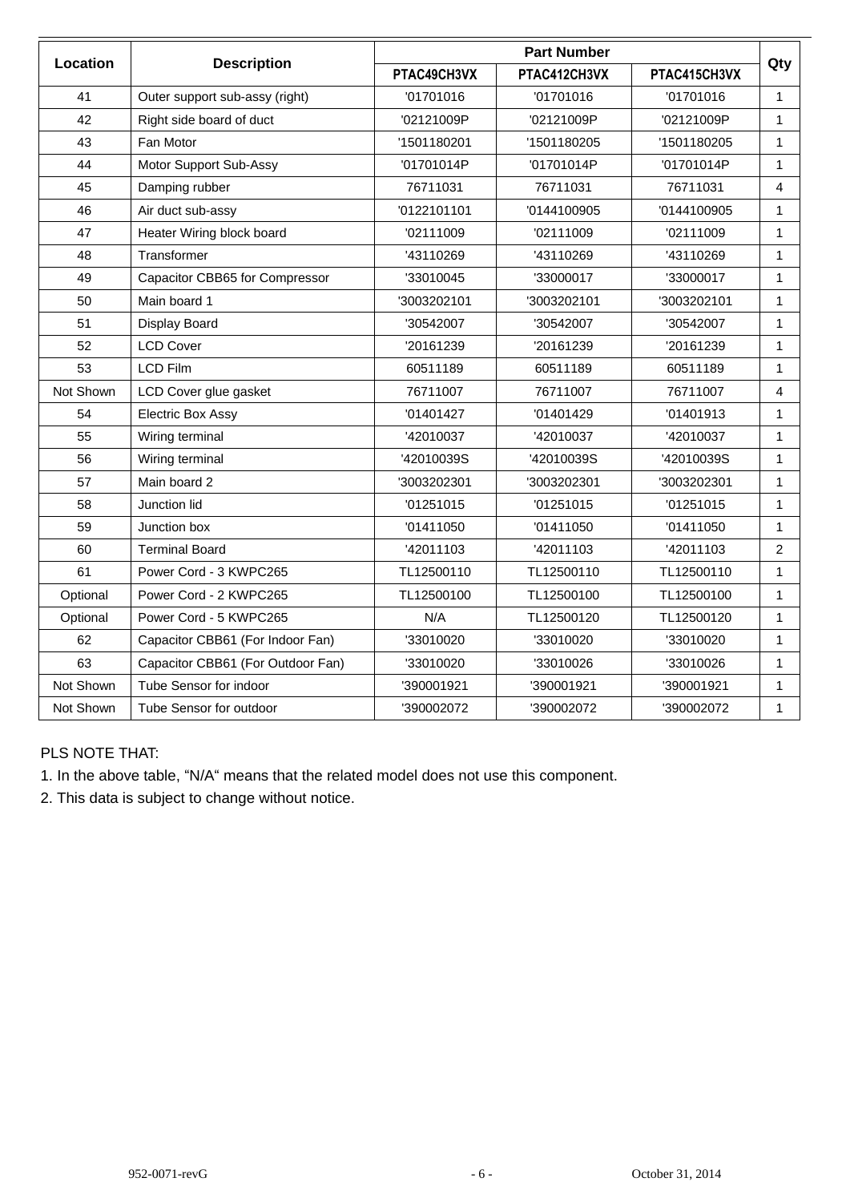| Location | Description | Part Number | | | Qty |
|---|---|---|---|---|---|
| | | PTAC49CH3VX | PTAC412CH3VX | PTAC415CH3VX | |
| 41 | Outer support sub-assy (right) | '01701016 | '01701016 | '01701016 | 1 |
| 42 | Right side board of duct | '02121009P | '02121009P | '02121009P | 1 |
| 43 | Fan Motor | '1501180201 | '1501180205 | '1501180205 | 1 |
| 44 | Motor Support Sub-Assy | '01701014P | '01701014P | '01701014P | 1 |
| 45 | Damping rubber | 76711031 | 76711031 | 76711031 | 4 |
| 46 | Air duct sub-assy | '0122101101 | '0144100905 | '0144100905 | 1 |
| 47 | Heater Wiring block board | '02111009 | '02111009 | '02111009 | 1 |
| 48 | Transformer | '43110269 | '43110269 | '43110269 | 1 |
| 49 | Capacitor CBB65 for Compressor | '33010045 | '33000017 | '33000017 | 1 |
| 50 | Main board 1 | '3003202101 | '3003202101 | '3003202101 | 1 |
| 51 | Display Board | '30542007 | '30542007 | '30542007 | 1 |
| 52 | LCD Cover | '20161239 | '20161239 | '20161239 | 1 |
| 53 | LCD Film | 60511189 | 60511189 | 60511189 | 1 |
| Not Shown | LCD Cover glue gasket | 76711007 | 76711007 | 76711007 | 4 |
| 54 | Electric Box Assy | '01401427 | '01401429 | '01401913 | 1 |
| 55 | Wiring terminal | '42010037 | '42010037 | '42010037 | 1 |
| 56 | Wiring terminal | '42010039S | '42010039S | '42010039S | 1 |
| 57 | Main board 2 | '3003202301 | '3003202301 | '3003202301 | 1 |
| 58 | Junction lid | '01251015 | '01251015 | '01251015 | 1 |
| 59 | Junction box | '01411050 | '01411050 | '01411050 | 1 |
| 60 | Terminal Board | '42011103 | '42011103 | '42011103 | 2 |
| 61 | Power Cord - 3 KWPC265 | TL12500110 | TL12500110 | TL12500110 | 1 |
| Optional | Power Cord - 2 KWPC265 | TL12500100 | TL12500100 | TL12500100 | 1 |
| Optional | Power Cord - 5 KWPC265 | N/A | TL12500120 | TL12500120 | 1 |
| 62 | Capacitor CBB61 (For Indoor Fan) | '33010020 | '33010020 | '33010020 | 1 |
| 63 | Capacitor CBB61 (For Outdoor Fan) | '33010020 | '33010026 | '33010026 | 1 |
| Not Shown | Tube Sensor for indoor | '390001921 | '390001921 | '390001921 | 1 |
| Not Shown | Tube Sensor for outdoor | '390002072 | '390002072 | '390002072 | 1 |

PLS NOTE THAT:

1. In the above table, “N/A“ means that the related model does not use this component.
2. This data is subject to change without notice.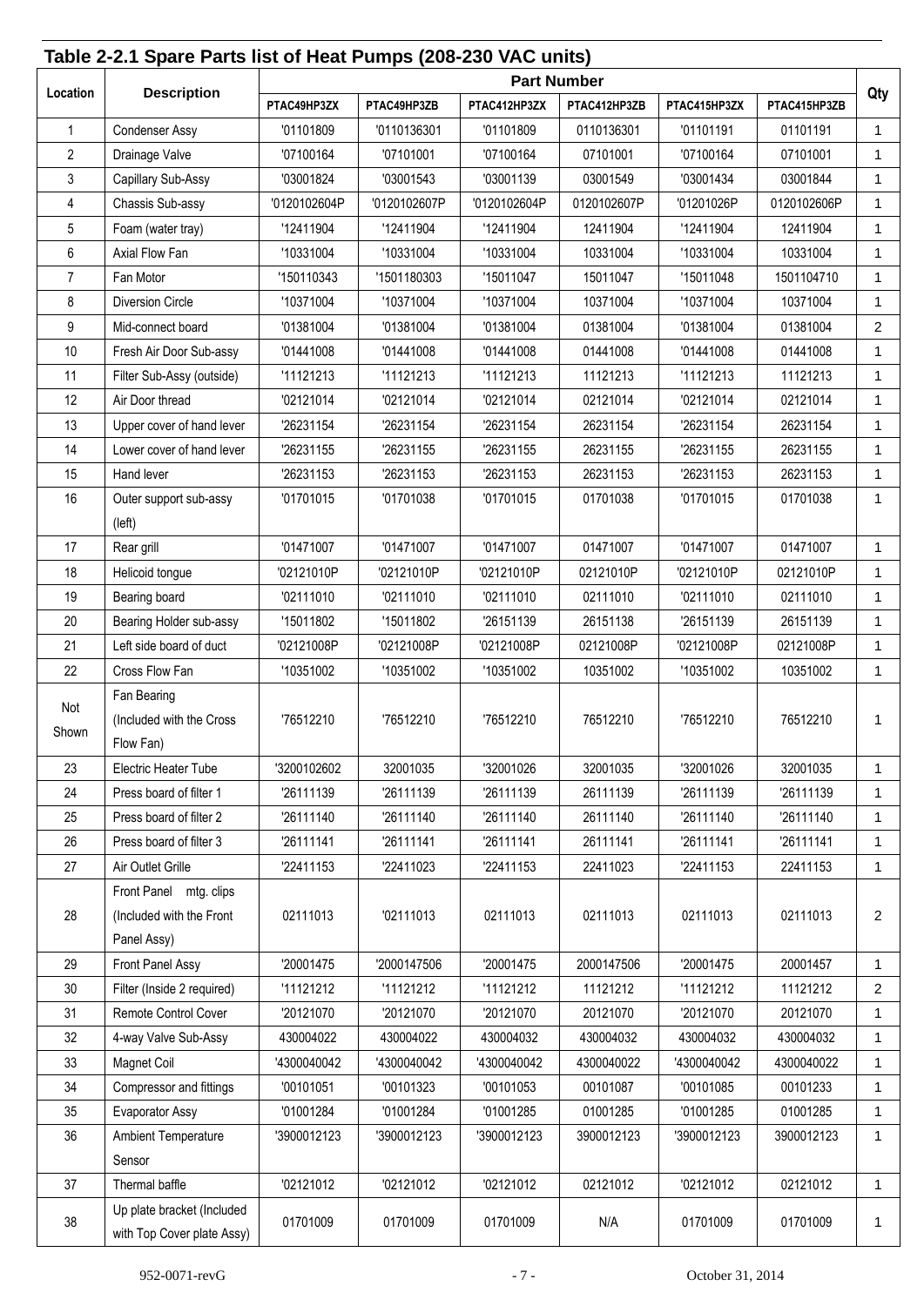## Table 2-2.1 Spare Parts list of Heat Pumps (208-230 VAC units)

| Location | Description | Part Number | | | | | | Qty |
|---|---|---|---|---|---|---|---|---|
| | | PTAC49HP3ZX | PTAC49HP3ZB | PTAC412HP3ZX | PTAC412HP3ZB | PTAC415HP3ZX | PTAC415HP3ZB | |
| 1 | Condenser Assy | '01101809 | '0110136301 | '01101809 | 0110136301 | '01101191 | 01101191 | 1 |
| 2 | Drainage Valve | '07100164 | '07101001 | '07100164 | 07101001 | '07100164 | 07101001 | 1 |
| 3 | Capillary Sub-Assy | '03001824 | '03001543 | '03001139 | 03001549 | '03001434 | 03001844 | 1 |
| 4 | Chassis Sub-assy | '0120102604P | '0120102607P | '0120102604P | 0120102607P | '01201026P | 0120102606P | 1 |
| 5 | Foam (water tray) | '12411904 | '12411904 | '12411904 | 12411904 | '12411904 | 12411904 | 1 |
| 6 | Axial Flow Fan | '10331004 | '10331004 | '10331004 | 10331004 | '10331004 | 10331004 | 1 |
| 7 | Fan Motor | '150110343 | '1501180303 | '15011047 | 15011047 | '15011048 | 1501104710 | 1 |
| 8 | Diversion Circle | '10371004 | '10371004 | '10371004 | 10371004 | '10371004 | 10371004 | 1 |
| 9 | Mid-connect board | '01381004 | '01381004 | '01381004 | 01381004 | '01381004 | 01381004 | 2 |
| 10 | Fresh Air Door Sub-assy | '01441008 | '01441008 | '01441008 | 01441008 | '01441008 | 01441008 | 1 |
| 11 | Filter Sub-Assy (outside) | '11121213 | '11121213 | '11121213 | 11121213 | '11121213 | 11121213 | 1 |
| 12 | Air Door thread | '02121014 | '02121014 | '02121014 | 02121014 | '02121014 | 02121014 | 1 |
| 13 | Upper cover of hand lever | '26231154 | '26231154 | '26231154 | 26231154 | '26231154 | 26231154 | 1 |
| 14 | Lower cover of hand lever | '26231155 | '26231155 | '26231155 | 26231155 | '26231155 | 26231155 | 1 |
| 15 | Hand lever | '26231153 | '26231153 | '26231153 | 26231153 | '26231153 | 26231153 | 1 |
| 16 | Outer support sub-assy (left) | '01701015 | '01701038 | '01701015 | 01701038 | '01701015 | 01701038 | 1 |
| 17 | Rear grill | '01471007 | '01471007 | '01471007 | 01471007 | '01471007 | 01471007 | 1 |
| 18 | Helicoid tongue | '02121010P | '02121010P | '02121010P | 02121010P | '02121010P | 02121010P | 1 |
| 19 | Bearing board | '02111010 | '02111010 | '02111010 | 02111010 | '02111010 | 02111010 | 1 |
| 20 | Bearing Holder sub-assy | '15011802 | '15011802 | '26151139 | 26151138 | '26151139 | 26151139 | 1 |
| 21 | Left side board of duct | '02121008P | '02121008P | '02121008P | 02121008P | '02121008P | 02121008P | 1 |
| 22 | Cross Flow Fan | '10351002 | '10351002 | '10351002 | 10351002 | '10351002 | 10351002 | 1 |
| Not Shown | Fan Bearing (Included with the Cross Flow Fan) | '76512210 | '76512210 | '76512210 | 76512210 | '76512210 | 76512210 | 1 |
| 23 | Electric Heater Tube | '3200102602 | 32001035 | '32001026 | 32001035 | '32001026 | 32001035 | 1 |
| 24 | Press board of filter 1 | '26111139 | '26111139 | '26111139 | 26111139 | '26111139 | '26111139 | 1 |
| 25 | Press board of filter 2 | '26111140 | '26111140 | '26111140 | 26111140 | '26111140 | '26111140 | 1 |
| 26 | Press board of filter 3 | '26111141 | '26111141 | '26111141 | 26111141 | '26111141 | '26111141 | 1 |
| 27 | Air Outlet Grille | '22411153 | '22411023 | '22411153 | 22411023 | '22411153 | 22411153 | 1 |
| 28 | Front Panel mtg. clips (Included with the Front Panel Assy) | 02111013 | '02111013 | 02111013 | 02111013 | 02111013 | 02111013 | 2 |
| 29 | Front Panel Assy | '20001475 | '2000147506 | '20001475 | 2000147506 | '20001475 | 20001457 | 1 |
| 30 | Filter (Inside 2 required) | '11121212 | '11121212 | '11121212 | 11121212 | '11121212 | 11121212 | 2 |
| 31 | Remote Control Cover | '20121070 | '20121070 | '20121070 | 20121070 | '20121070 | 20121070 | 1 |
| 32 | 4-way Valve Sub-Assy | 430004022 | 430004022 | 430004032 | 430004032 | 430004032 | 430004032 | 1 |
| 33 | Magnet Coil | '4300040042 | '4300040042 | '4300040042 | 4300040022 | '4300040042 | 4300040022 | 1 |
| 34 | Compressor and fittings | '00101051 | '00101323 | '00101053 | 00101087 | '00101085 | 00101233 | 1 |
| 35 | Evaporator Assy | '01001284 | '01001284 | '01001285 | 01001285 | '01001285 | 01001285 | 1 |
| 36 | Ambient Temperature Sensor | '3900012123 | '3900012123 | '3900012123 | 3900012123 | '3900012123 | 3900012123 | 1 |
| 37 | Thermal baffle | '02121012 | '02121012 | '02121012 | 02121012 | '02121012 | 02121012 | 1 |
| 38 | Up plate bracket (Included with Top Cover plate Assy) | 01701009 | 01701009 | 01701009 | N/A | 01701009 | 01701009 | 1 |

952-0071-revG October 31, 2014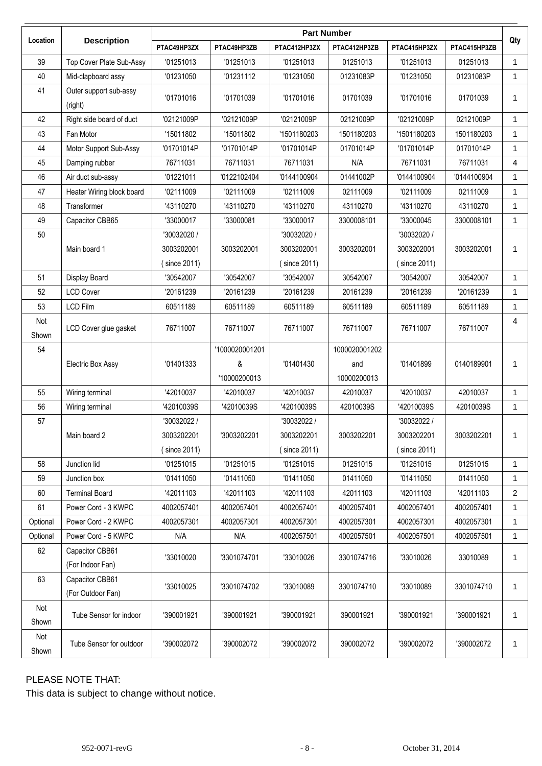| Location | Description | Part Number | | | | | | Qty |
|---|---|---|---|---|---|---|---|---|
| | | PTAC49HP3ZX | PTAC49HP3ZB | PTAC412HP3ZX | PTAC412HP3ZB | PTAC415HP3ZX | PTAC415HP3ZB | |
| 39 | Top Cover Plate Sub-Assy | '01251013 | '01251013 | '01251013 | 01251013 | '01251013 | 01251013 | 1 |
| 40 | Mid-clapboard assy | '01231050 | '01231112 | '01231050 | 01231083P | '01231050 | 01231083P | 1 |
| 41 | Outer support sub-assy (right) | '01701016 | '01701039 | '01701016 | 01701039 | '01701016 | 01701039 | 1 |
| 42 | Right side board of duct | '02121009P | '02121009P | '02121009P | 02121009P | '02121009P | 02121009P | 1 |
| 43 | Fan Motor | '15011802 | '15011802 | '1501180203 | 1501180203 | '1501180203 | 1501180203 | 1 |
| 44 | Motor Support Sub-Assy | '01701014P | '01701014P | '01701014P | 01701014P | '01701014P | 01701014P | 1 |
| 45 | Damping rubber | 76711031 | 76711031 | 76711031 | N/A | 76711031 | 76711031 | 4 |
| 46 | Air duct sub-assy | '01221011 | '0122102404 | '0144100904 | 01441002P | '0144100904 | '0144100904 | 1 |
| 47 | Heater Wiring block board | '02111009 | '02111009 | '02111009 | 02111009 | '02111009 | 02111009 | 1 |
| 48 | Transformer | '43110270 | '43110270 | '43110270 | 43110270 | '43110270 | 43110270 | 1 |
| 49 | Capacitor CBB65 | '33000017 | '33000081 | '33000017 | 3300008101 | '33000045 | 3300008101 | 1 |
| 50 | Main board 1 | '30032020 / 3003202001 ( since 2011) | 3003202001 | '30032020 / 3003202001 ( since 2011) | 3003202001 | '30032020 / 3003202001 ( since 2011) | 3003202001 | 1 |
| 51 | Display Board | '30542007 | '30542007 | '30542007 | 30542007 | '30542007 | 30542007 | 1 |
| 52 | LCD Cover | '20161239 | '20161239 | '20161239 | 20161239 | '20161239 | '20161239 | 1 |
| 53 | LCD Film | 60511189 | 60511189 | 60511189 | 60511189 | 60511189 | 60511189 | 1 |
| Not Shown | LCD Cover glue gasket | 76711007 | 76711007 | 76711007 | 76711007 | 76711007 | 76711007 | 4 |
| 54 | Electric Box Assy | '01401333 | '1000020001201 & '10000200013 | '01401430 | 1000020001202 and 10000200013 | '01401899 | 0140189901 | 1 |
| 55 | Wiring terminal | '42010037 | '42010037 | '42010037 | 42010037 | '42010037 | 42010037 | 1 |
| 56 | Wiring terminal | '42010039S | '42010039S | '42010039S | 42010039S | '42010039S | 42010039S | 1 |
| 57 | Main board 2 | '30032022 / 3003202201 ( since 2011) | '3003202201 | '30032022 / 3003202201 ( since 2011) | 3003202201 | '30032022 / 3003202201 ( since 2011) | 3003202201 | 1 |
| 58 | Junction lid | '01251015 | '01251015 | '01251015 | 01251015 | '01251015 | 01251015 | 1 |
| 59 | Junction box | '01411050 | '01411050 | '01411050 | 01411050 | '01411050 | 01411050 | 1 |
| 60 | Terminal Board | '42011103 | '42011103 | '42011103 | 42011103 | '42011103 | '42011103 | 2 |
| 61 | Power Cord - 3 KWPC | 4002057401 | 4002057401 | 4002057401 | 4002057401 | 4002057401 | 4002057401 | 1 |
| Optional | Power Cord - 2 KWPC | 4002057301 | 4002057301 | 4002057301 | 4002057301 | 4002057301 | 4002057301 | 1 |
| Optional | Power Cord - 5 KWPC | N/A | N/A | 4002057501 | 4002057501 | 4002057501 | 4002057501 | 1 |
| 62 | Capacitor CBB61 (For Indoor Fan) | '33010020 | '3301074701 | '33010026 | 3301074716 | '33010026 | 33010089 | 1 |
| 63 | Capacitor CBB61 (For Outdoor Fan) | '33010025 | '3301074702 | '33010089 | 3301074710 | '33010089 | 3301074710 | 1 |
| Not Shown | Tube Sensor for indoor | '390001921 | '390001921 | '390001921 | 390001921 | '390001921 | '390001921 | 1 |
| Not Shown | Tube Sensor for outdoor | '390002072 | '390002072 | '390002072 | 390002072 | '390002072 | '390002072 | 1 |

PLEASE NOTE THAT:
This data is subject to change without notice.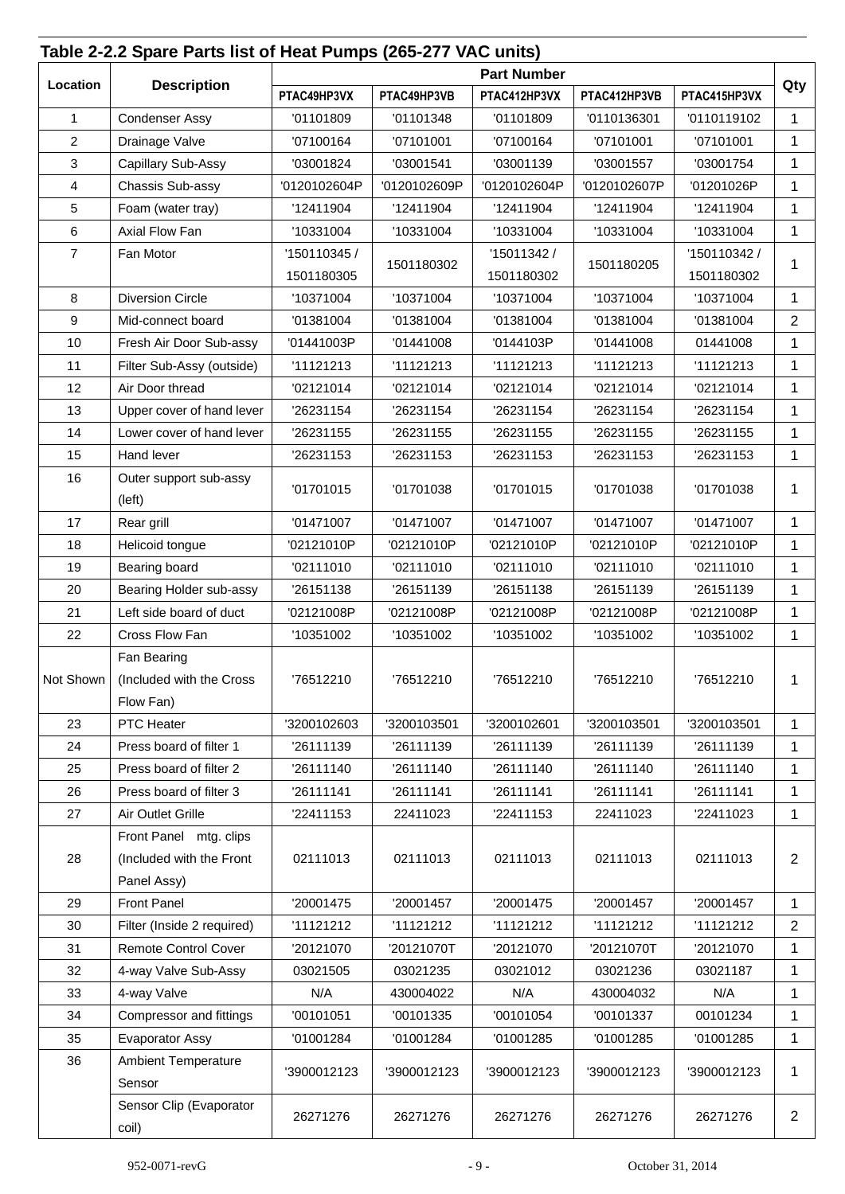## Table 2-2.2 Spare Parts list of Heat Pumps (265-277 VAC units)

| Location | Description | Part Number | | | | | Qty |
|---|---|---|---|---|---|---|---|
| | | PTAC49HP3VX | PTAC49HP3VB | PTAC412HP3VX | PTAC412HP3VB | PTAC415HP3VX | |
| 1 | Condenser Assy | '01101809 | '01101348 | '01101809 | '0110136301 | '0110119102 | 1 |
| 2 | Drainage Valve | '07100164 | '07101001 | '07100164 | '07101001 | '07101001 | 1 |
| 3 | Capillary Sub-Assy | '03001824 | '03001541 | '03001139 | '03001557 | '03001754 | 1 |
| 4 | Chassis Sub-assy | '0120102604P | '0120102609P | '0120102604P | '0120102607P | '01201026P | 1 |
| 5 | Foam (water tray) | '12411904 | '12411904 | '12411904 | '12411904 | '12411904 | 1 |
| 6 | Axial Flow Fan | '10331004 | '10331004 | '10331004 | '10331004 | '10331004 | 1 |
| 7 | Fan Motor | '150110345 / 1501180305 | 1501180302 | '15011342 / 1501180302 | 1501180205 | '150110342 / 1501180302 | 1 |
| 8 | Diversion Circle | '10371004 | '10371004 | '10371004 | '10371004 | '10371004 | 1 |
| 9 | Mid-connect board | '01381004 | '01381004 | '01381004 | '01381004 | '01381004 | 2 |
| 10 | Fresh Air Door Sub-assy | '01441003P | '01441008 | '0144103P | '01441008 | 01441008 | 1 |
| 11 | Filter Sub-Assy (outside) | '11121213 | '11121213 | '11121213 | '11121213 | '11121213 | 1 |
| 12 | Air Door thread | '02121014 | '02121014 | '02121014 | '02121014 | '02121014 | 1 |
| 13 | Upper cover of hand lever | '26231154 | '26231154 | '26231154 | '26231154 | '26231154 | 1 |
| 14 | Lower cover of hand lever | '26231155 | '26231155 | '26231155 | '26231155 | '26231155 | 1 |
| 15 | Hand lever | '26231153 | '26231153 | '26231153 | '26231153 | '26231153 | 1 |
| 16 | Outer support sub-assy (left) | '01701015 | '01701038 | '01701015 | '01701038 | '01701038 | 1 |
| 17 | Rear grill | '01471007 | '01471007 | '01471007 | '01471007 | '01471007 | 1 |
| 18 | Helicoid tongue | '02121010P | '02121010P | '02121010P | '02121010P | '02121010P | 1 |
| 19 | Bearing board | '02111010 | '02111010 | '02111010 | '02111010 | '02111010 | 1 |
| 20 | Bearing Holder sub-assy | '26151138 | '26151139 | '26151138 | '26151139 | '26151139 | 1 |
| 21 | Left side board of duct | '02121008P | '02121008P | '02121008P | '02121008P | '02121008P | 1 |
| 22 | Cross Flow Fan | '10351002 | '10351002 | '10351002 | '10351002 | '10351002 | 1 |
| Not Shown | Fan Bearing (Included with the Cross Flow Fan) | '76512210 | '76512210 | '76512210 | '76512210 | '76512210 | 1 |
| 23 | PTC Heater | '3200102603 | '3200103501 | '3200102601 | '3200103501 | '3200103501 | 1 |
| 24 | Press board of filter 1 | '26111139 | '26111139 | '26111139 | '26111139 | '26111139 | 1 |
| 25 | Press board of filter 2 | '26111140 | '26111140 | '26111140 | '26111140 | '26111140 | 1 |
| 26 | Press board of filter 3 | '26111141 | '26111141 | '26111141 | '26111141 | '26111141 | 1 |
| 27 | Air Outlet Grille | '22411153 | 22411023 | '22411153 | 22411023 | '22411023 | 1 |
| 28 | Front Panel mtg. clips (Included with the Front Panel Assy) | 02111013 | 02111013 | 02111013 | 02111013 | 02111013 | 2 |
| 29 | Front Panel | '20001475 | '20001457 | '20001475 | '20001457 | '20001457 | 1 |
| 30 | Filter (Inside 2 required) | '11121212 | '11121212 | '11121212 | '11121212 | '11121212 | 2 |
| 31 | Remote Control Cover | '20121070 | '20121070T | '20121070 | '20121070T | '20121070 | 1 |
| 32 | 4-way Valve Sub-Assy | 03021505 | 03021235 | 03021012 | 03021236 | 03021187 | 1 |
| 33 | 4-way Valve | N/A | 430004022 | N/A | 430004032 | N/A | 1 |
| 34 | Compressor and fittings | '00101051 | '00101335 | '00101054 | '00101337 | 00101234 | 1 |
| 35 | Evaporator Assy | '01001284 | '01001284 | '01001285 | '01001285 | '01001285 | 1 |
| 36 | Ambient Temperature Sensor | '3900012123 | '3900012123 | '3900012123 | '3900012123 | '3900012123 | 1 |
| | Sensor Clip (Evaporator coil) | 26271276 | 26271276 | 26271276 | 26271276 | 26271276 | 2 |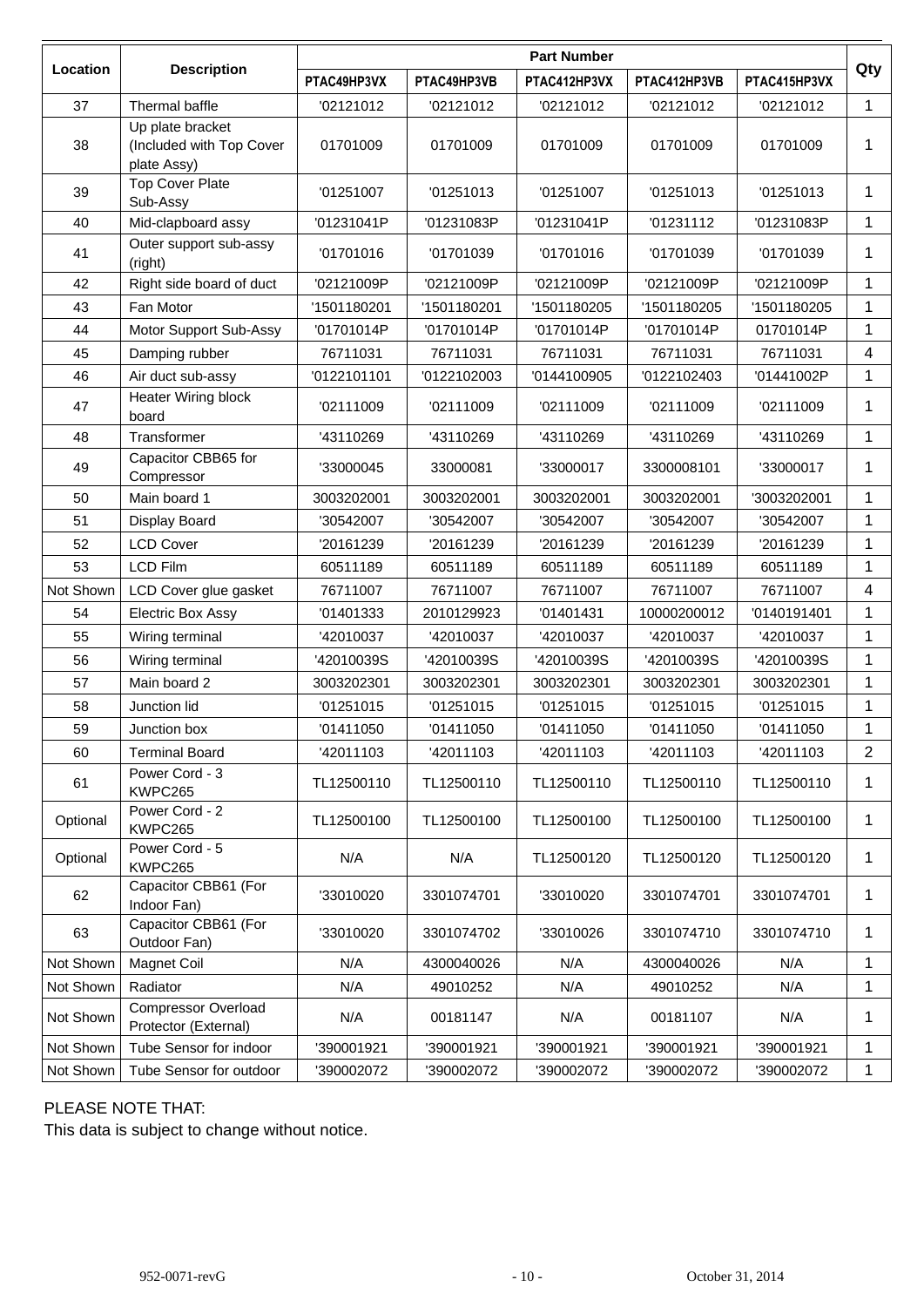| Location | Description | Part Number | | | | | Qty |
|---|---|---|---|---|---|---|---|
| | | PTAC49HP3VX | PTAC49HP3VB | PTAC412HP3VX | PTAC412HP3VB | PTAC415HP3VX | |
| 37 | Thermal baffle | '02121012 | '02121012 | '02121012 | '02121012 | '02121012 | 1 |
| 38 | Up plate bracket (Included with Top Cover plate Assy) | 01701009 | 01701009 | 01701009 | 01701009 | 01701009 | 1 |
| 39 | Top Cover Plate Sub-Assy | '01251007 | '01251013 | '01251007 | '01251013 | '01251013 | 1 |
| 40 | Mid-clapboard assy | '01231041P | '01231083P | '01231041P | '01231112 | '01231083P | 1 |
| 41 | Outer support sub-assy (right) | '01701016 | '01701039 | '01701016 | '01701039 | '01701039 | 1 |
| 42 | Right side board of duct | '02121009P | '02121009P | '02121009P | '02121009P | '02121009P | 1 |
| 43 | Fan Motor | '1501180201 | '1501180201 | '1501180205 | '1501180205 | '1501180205 | 1 |
| 44 | Motor Support Sub-Assy | '01701014P | '01701014P | '01701014P | '01701014P | 01701014P | 1 |
| 45 | Damping rubber | 76711031 | 76711031 | 76711031 | 76711031 | 76711031 | 4 |
| 46 | Air duct sub-assy | '0122101101 | '0122102003 | '0144100905 | '0122102403 | '01441002P | 1 |
| 47 | Heater Wiring block board | '02111009 | '02111009 | '02111009 | '02111009 | '02111009 | 1 |
| 48 | Transformer | '43110269 | '43110269 | '43110269 | '43110269 | '43110269 | 1 |
| 49 | Capacitor CBB65 for Compressor | '33000045 | 33000081 | '33000017 | 3300008101 | '33000017 | 1 |
| 50 | Main board 1 | 3003202001 | 3003202001 | 3003202001 | 3003202001 | '3003202001 | 1 |
| 51 | Display Board | '30542007 | '30542007 | '30542007 | '30542007 | '30542007 | 1 |
| 52 | LCD Cover | '20161239 | '20161239 | '20161239 | '20161239 | '20161239 | 1 |
| 53 | LCD Film | 60511189 | 60511189 | 60511189 | 60511189 | 60511189 | 1 |
| Not Shown | LCD Cover glue gasket | 76711007 | 76711007 | 76711007 | 76711007 | 76711007 | 4 |
| 54 | Electric Box Assy | '01401333 | 2010129923 | '01401431 | 10000200012 | '0140191401 | 1 |
| 55 | Wiring terminal | '42010037 | '42010037 | '42010037 | '42010037 | '42010037 | 1 |
| 56 | Wiring terminal | '42010039S | '42010039S | '42010039S | '42010039S | '42010039S | 1 |
| 57 | Main board 2 | 3003202301 | 3003202301 | 3003202301 | 3003202301 | 3003202301 | 1 |
| 58 | Junction lid | '01251015 | '01251015 | '01251015 | '01251015 | '01251015 | 1 |
| 59 | Junction box | '01411050 | '01411050 | '01411050 | '01411050 | '01411050 | 1 |
| 60 | Terminal Board | '42011103 | '42011103 | '42011103 | '42011103 | '42011103 | 2 |
| 61 | Power Cord - 3 KWPC265 | TL12500110 | TL12500110 | TL12500110 | TL12500110 | TL12500110 | 1 |
| Optional | Power Cord - 2 KWPC265 | TL12500100 | TL12500100 | TL12500100 | TL12500100 | TL12500100 | 1 |
| Optional | Power Cord - 5 KWPC265 | N/A | N/A | TL12500120 | TL12500120 | TL12500120 | 1 |
| 62 | Capacitor CBB61 (For Indoor Fan) | '33010020 | 3301074701 | '33010020 | 3301074701 | 3301074701 | 1 |
| 63 | Capacitor CBB61 (For Outdoor Fan) | '33010020 | 3301074702 | '33010026 | 3301074710 | 3301074710 | 1 |
| Not Shown | Magnet Coil | N/A | 4300040026 | N/A | 4300040026 | N/A | 1 |
| Not Shown | Radiator | N/A | 49010252 | N/A | 49010252 | N/A | 1 |
| Not Shown | Compressor Overload Protector (External) | N/A | 00181147 | N/A | 00181107 | N/A | 1 |
| Not Shown | Tube Sensor for indoor | '390001921 | '390001921 | '390001921 | '390001921 | '390001921 | 1 |
| Not Shown | Tube Sensor for outdoor | '390002072 | '390002072 | '390002072 | '390002072 | '390002072 | 1 |

PLEASE NOTE THAT:
This data is subject to change without notice.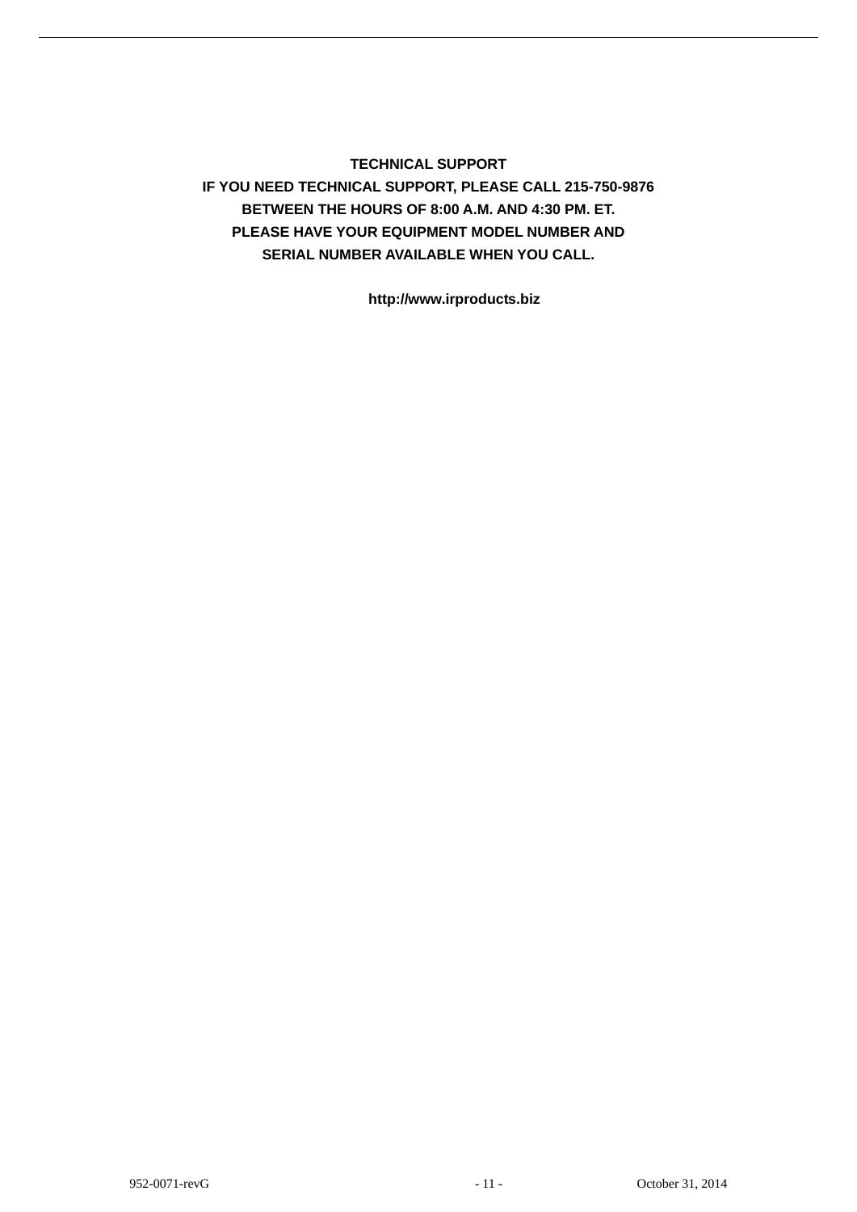**TECHNICAL SUPPORT**

**IF YOU NEED TECHNICAL SUPPORT, PLEASE CALL 215-750-9876**

**BETWEEN THE HOURS OF 8:00 A.M. AND 4:30 PM. ET.**

**PLEASE HAVE YOUR EQUIPMENT MODEL NUMBER AND**

**SERIAL NUMBER AVAILABLE WHEN YOU CALL.**

**http://www.irproducts.biz**